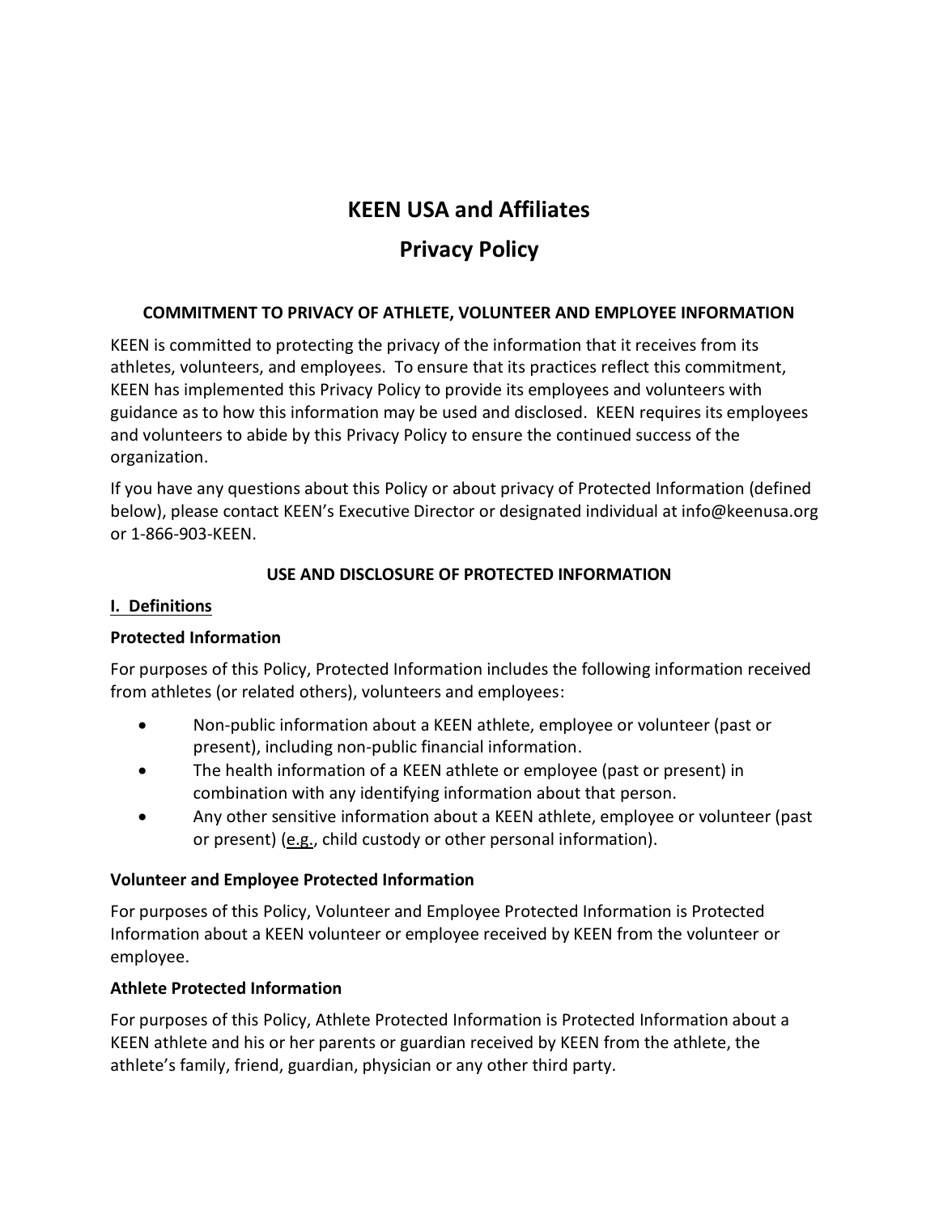# KEEN USA and Affiliates

# Privacy Policy

## COMMITMENT TO PRIVACY OF ATHLETE, VOLUNTEER AND EMPLOYEE INFORMATION

KEEN is committed to protecting the privacy of the information that it receives from its athletes, volunteers, and employees. To ensure that its practices reflect this commitment, KEEN has implemented this Privacy Policy to provide its employees and volunteers with guidance as to how this information may be used and disclosed. KEEN requires its employees and volunteers to abide by this Privacy Policy to ensure the continued success of the organization.

If you have any questions about this Policy or about privacy of Protected Information (defined below), please contact KEEN's Executive Director or designated individual at info@keenusa.org or 1-866-903-KEEN.

## USE AND DISCLOSURE OF PROTECTED INFORMATION

### I. Definitions

**Protected Information**

For purposes of this Policy, Protected Information includes the following information received from athletes (or related others), volunteers and employees:

- Non-public information about a KEEN athlete, employee or volunteer (past or present), including non-public financial information.
- The health information of a KEEN athlete or employee (past or present) in combination with any identifying information about that person.
- Any other sensitive information about a KEEN athlete, employee or volunteer (past or present) (e.g., child custody or other personal information).

**Volunteer and Employee Protected Information**

For purposes of this Policy, Volunteer and Employee Protected Information is Protected Information about a KEEN volunteer or employee received by KEEN from the volunteer or employee.

**Athlete Protected Information**

For purposes of this Policy, Athlete Protected Information is Protected Information about a KEEN athlete and his or her parents or guardian received by KEEN from the athlete, the athlete's family, friend, guardian, physician or any other third party.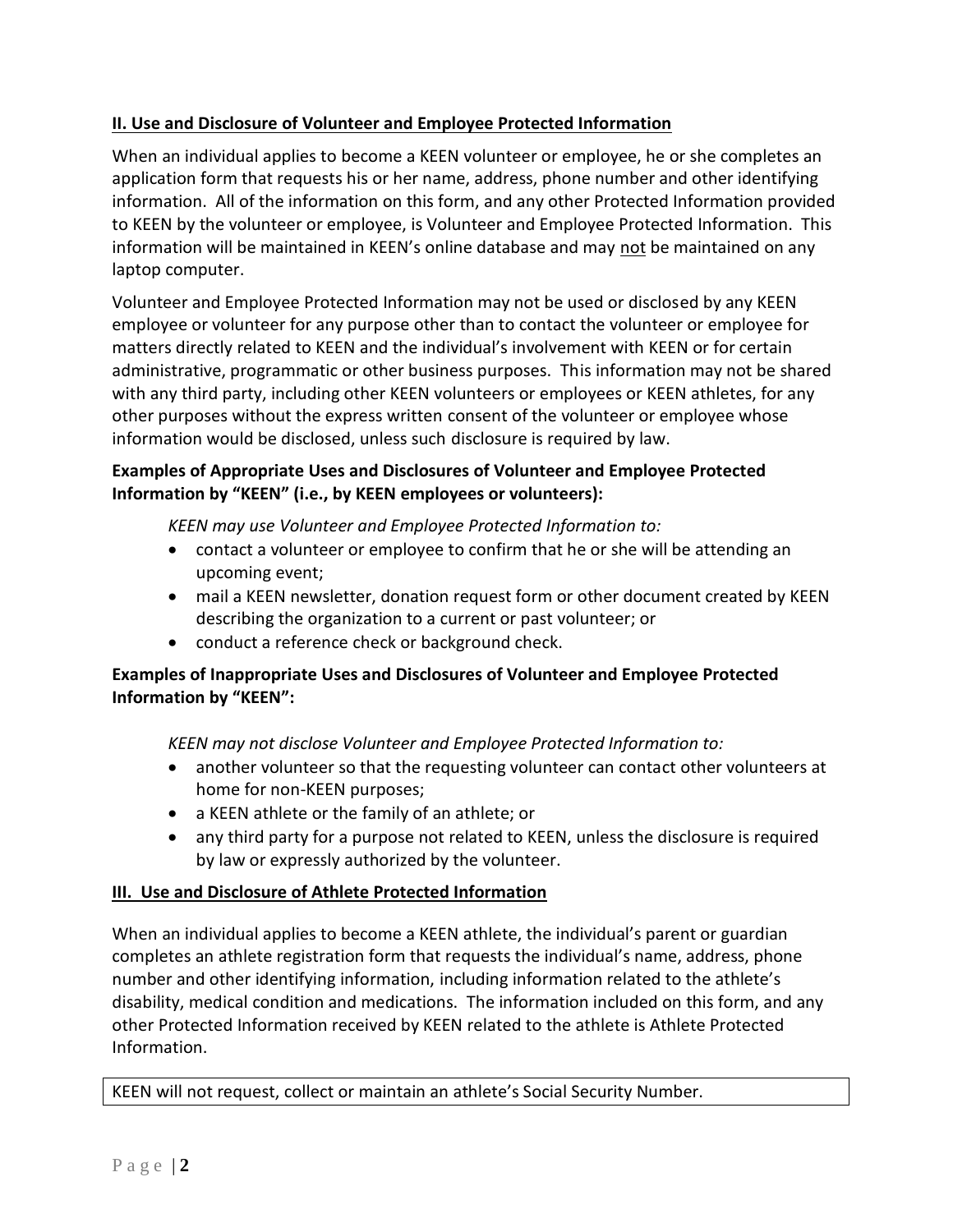## II. Use and Disclosure of Volunteer and Employee Protected Information

When an individual applies to become a KEEN volunteer or employee, he or she completes an application form that requests his or her name, address, phone number and other identifying information. All of the information on this form, and any other Protected Information provided to KEEN by the volunteer or employee, is Volunteer and Employee Protected Information. This information will be maintained in KEEN's online database and may not be maintained on any laptop computer.

Volunteer and Employee Protected Information may not be used or disclosed by any KEEN employee or volunteer for any purpose other than to contact the volunteer or employee for matters directly related to KEEN and the individual's involvement with KEEN or for certain administrative, programmatic or other business purposes. This information may not be shared with any third party, including other KEEN volunteers or employees or KEEN athletes, for any other purposes without the express written consent of the volunteer or employee whose information would be disclosed, unless such disclosure is required by law.

**Examples of Appropriate Uses and Disclosures of Volunteer and Employee Protected Information by "KEEN" (i.e., by KEEN employees or volunteers):**

*KEEN may use Volunteer and Employee Protected Information to:*

- contact a volunteer or employee to confirm that he or she will be attending an upcoming event;
- mail a KEEN newsletter, donation request form or other document created by KEEN describing the organization to a current or past volunteer; or
- conduct a reference check or background check.

**Examples of Inappropriate Uses and Disclosures of Volunteer and Employee Protected Information by "KEEN":**

*KEEN may not disclose Volunteer and Employee Protected Information to:*

- another volunteer so that the requesting volunteer can contact other volunteers at home for non-KEEN purposes;
- a KEEN athlete or the family of an athlete; or
- any third party for a purpose not related to KEEN, unless the disclosure is required by law or expressly authorized by the volunteer.

## III. Use and Disclosure of Athlete Protected Information

When an individual applies to become a KEEN athlete, the individual's parent or guardian completes an athlete registration form that requests the individual's name, address, phone number and other identifying information, including information related to the athlete's disability, medical condition and medications. The information included on this form, and any other Protected Information received by KEEN related to the athlete is Athlete Protected Information.

| KEEN will not request, collect or maintain an athlete's Social Security Number. |
| --- |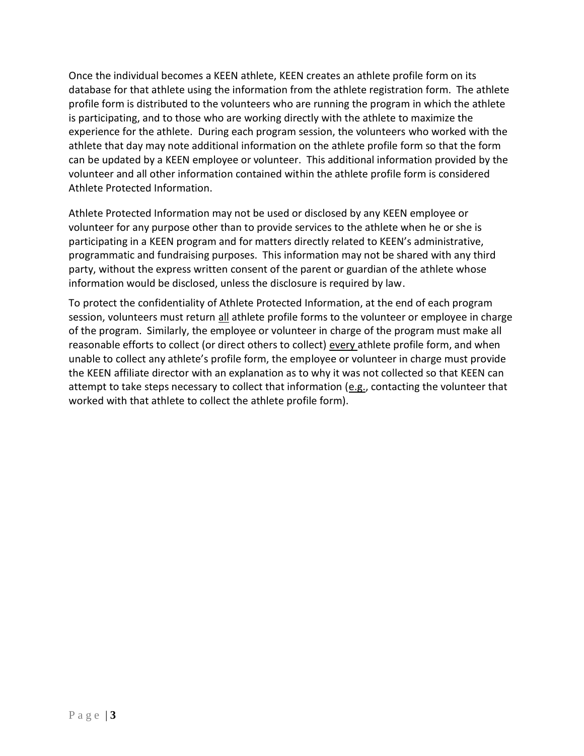Once the individual becomes a KEEN athlete, KEEN creates an athlete profile form on its database for that athlete using the information from the athlete registration form. The athlete profile form is distributed to the volunteers who are running the program in which the athlete is participating, and to those who are working directly with the athlete to maximize the experience for the athlete. During each program session, the volunteers who worked with the athlete that day may note additional information on the athlete profile form so that the form can be updated by a KEEN employee or volunteer. This additional information provided by the volunteer and all other information contained within the athlete profile form is considered Athlete Protected Information.

Athlete Protected Information may not be used or disclosed by any KEEN employee or volunteer for any purpose other than to provide services to the athlete when he or she is participating in a KEEN program and for matters directly related to KEEN's administrative, programmatic and fundraising purposes. This information may not be shared with any third party, without the express written consent of the parent or guardian of the athlete whose information would be disclosed, unless the disclosure is required by law.

To protect the confidentiality of Athlete Protected Information, at the end of each program session, volunteers must return <u>all</u> athlete profile forms to the volunteer or employee in charge of the program. Similarly, the employee or volunteer in charge of the program must make all reasonable efforts to collect (or direct others to collect) <u>every</u> athlete profile form, and when unable to collect any athlete's profile form, the employee or volunteer in charge must provide the KEEN affiliate director with an explanation as to why it was not collected so that KEEN can attempt to take steps necessary to collect that information (<u>e.g.</u>, contacting the volunteer that worked with that athlete to collect the athlete profile form).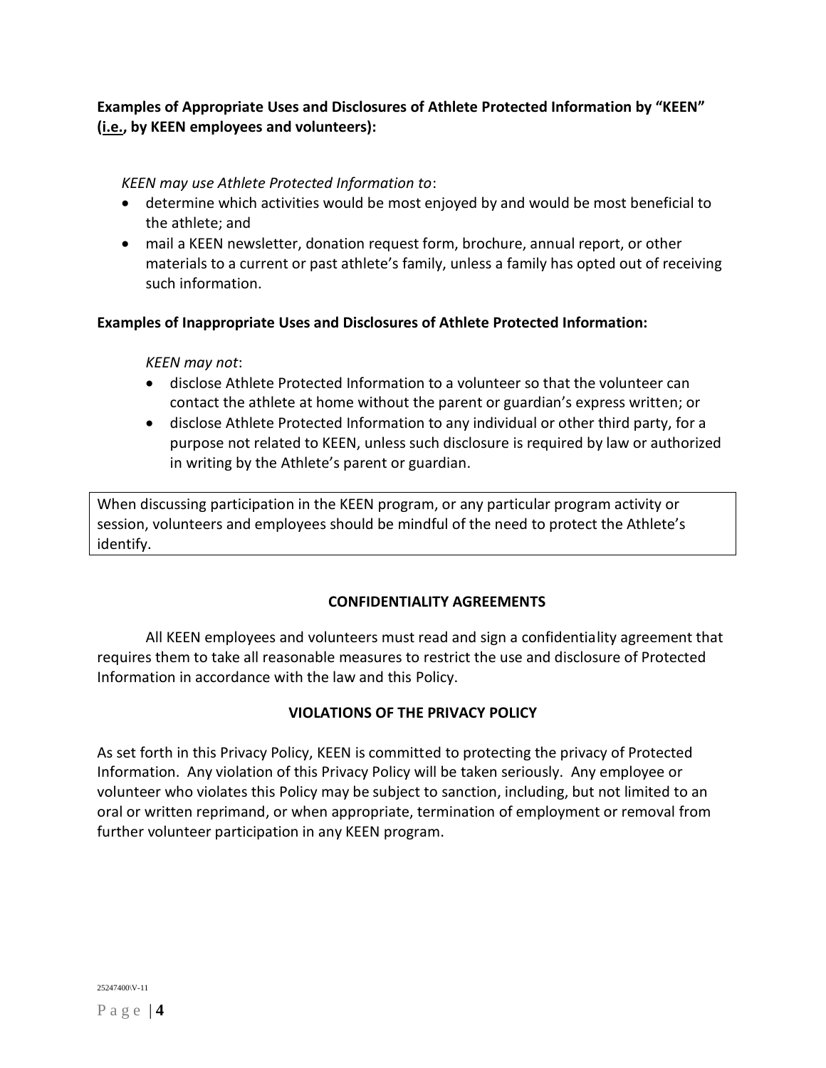**Examples of Appropriate Uses and Disclosures of Athlete Protected Information by "KEEN" (i.e., by KEEN employees and volunteers):**

*KEEN may use Athlete Protected Information to*:

- determine which activities would be most enjoyed by and would be most beneficial to the athlete; and
- mail a KEEN newsletter, donation request form, brochure, annual report, or other materials to a current or past athlete's family, unless a family has opted out of receiving such information.

**Examples of Inappropriate Uses and Disclosures of Athlete Protected Information:**

*KEEN may not*:

- disclose Athlete Protected Information to a volunteer so that the volunteer can contact the athlete at home without the parent or guardian's express written; or
- disclose Athlete Protected Information to any individual or other third party, for a purpose not related to KEEN, unless such disclosure is required by law or authorized in writing by the Athlete's parent or guardian.

When discussing participation in the KEEN program, or any particular program activity or session, volunteers and employees should be mindful of the need to protect the Athlete's identify.

## CONFIDENTIALITY AGREEMENTS

All KEEN employees and volunteers must read and sign a confidentiality agreement that requires them to take all reasonable measures to restrict the use and disclosure of Protected Information in accordance with the law and this Policy.

## VIOLATIONS OF THE PRIVACY POLICY

As set forth in this Privacy Policy, KEEN is committed to protecting the privacy of Protected Information. Any violation of this Privacy Policy will be taken seriously. Any employee or volunteer who violates this Policy may be subject to sanction, including, but not limited to an oral or written reprimand, or when appropriate, termination of employment or removal from further volunteer participation in any KEEN program.

25247400\V-11